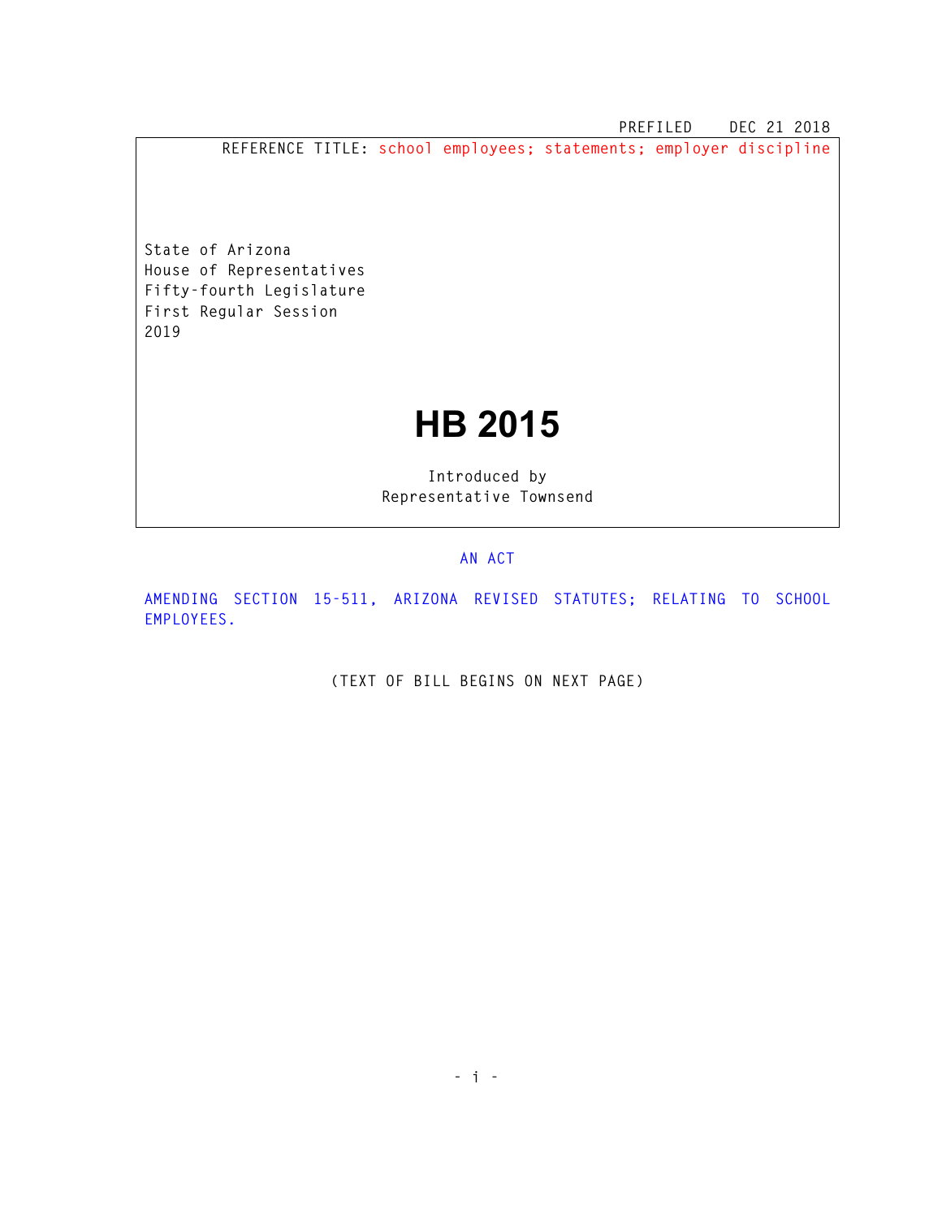PREFILED DEC 21 2018

REFERENCE TITLE: school employees; statements; employer discipline

State of Arizona
House of Representatives
Fifty-fourth Legislature
First Regular Session
2019

# HB 2015

Introduced by
Representative Townsend

AN ACT

AMENDING SECTION 15-511, ARIZONA REVISED STATUTES; RELATING TO SCHOOL EMPLOYEES.

(TEXT OF BILL BEGINS ON NEXT PAGE)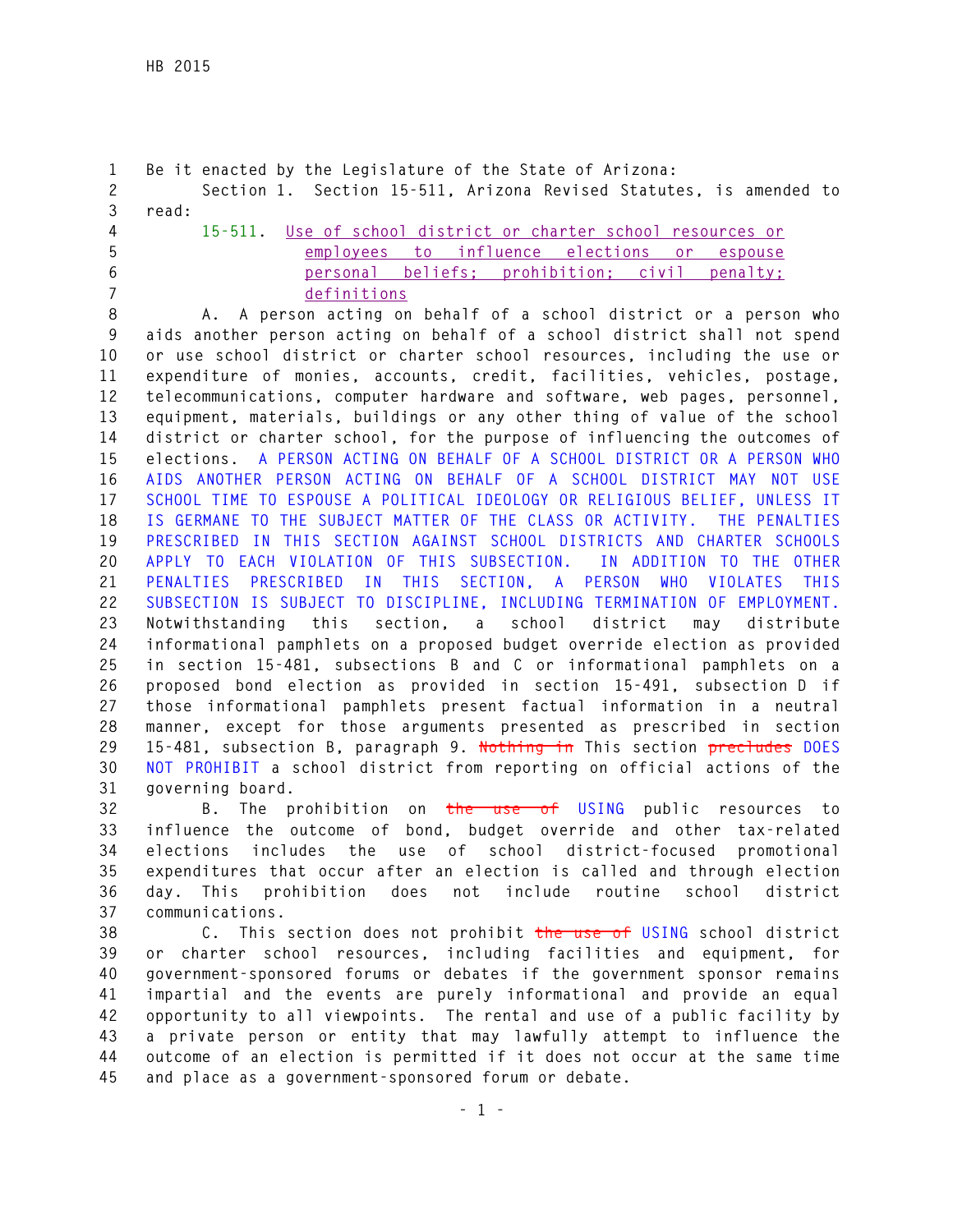Be it enacted by the Legislature of the State of Arizona:

Section 1. Section 15-511, Arizona Revised Statutes, is amended to read:

15-511. Use of school district or charter school resources or employees to influence elections or espouse personal beliefs; prohibition; civil penalty; definitions

A. A person acting on behalf of a school district or a person who aids another person acting on behalf of a school district shall not spend or use school district or charter school resources, including the use or expenditure of monies, accounts, credit, facilities, vehicles, postage, telecommunications, computer hardware and software, web pages, personnel, equipment, materials, buildings or any other thing of value of the school district or charter school, for the purpose of influencing the outcomes of elections. A PERSON ACTING ON BEHALF OF A SCHOOL DISTRICT OR A PERSON WHO AIDS ANOTHER PERSON ACTING ON BEHALF OF A SCHOOL DISTRICT MAY NOT USE SCHOOL TIME TO ESPOUSE A POLITICAL IDEOLOGY OR RELIGIOUS BELIEF, UNLESS IT IS GERMANE TO THE SUBJECT MATTER OF THE CLASS OR ACTIVITY. THE PENALTIES PRESCRIBED IN THIS SECTION AGAINST SCHOOL DISTRICTS AND CHARTER SCHOOLS APPLY TO EACH VIOLATION OF THIS SUBSECTION. IN ADDITION TO THE OTHER PENALTIES PRESCRIBED IN THIS SECTION, A PERSON WHO VIOLATES THIS SUBSECTION IS SUBJECT TO DISCIPLINE, INCLUDING TERMINATION OF EMPLOYMENT. Notwithstanding this section, a school district may distribute informational pamphlets on a proposed budget override election as provided in section 15-481, subsections B and C or informational pamphlets on a proposed bond election as provided in section 15-491, subsection D if those informational pamphlets present factual information in a neutral manner, except for those arguments presented as prescribed in section 15-481, subsection B, paragraph 9. ~~Nothing in~~ This section ~~precludes~~ DOES NOT PROHIBIT a school district from reporting on official actions of the governing board.

B. The prohibition on ~~the use of~~ USING public resources to influence the outcome of bond, budget override and other tax-related elections includes the use of school district-focused promotional expenditures that occur after an election is called and through election day. This prohibition does not include routine school district communications.

C. This section does not prohibit ~~the use of~~ USING school district or charter school resources, including facilities and equipment, for government-sponsored forums or debates if the government sponsor remains impartial and the events are purely informational and provide an equal opportunity to all viewpoints. The rental and use of a public facility by a private person or entity that may lawfully attempt to influence the outcome of an election is permitted if it does not occur at the same time and place as a government-sponsored forum or debate.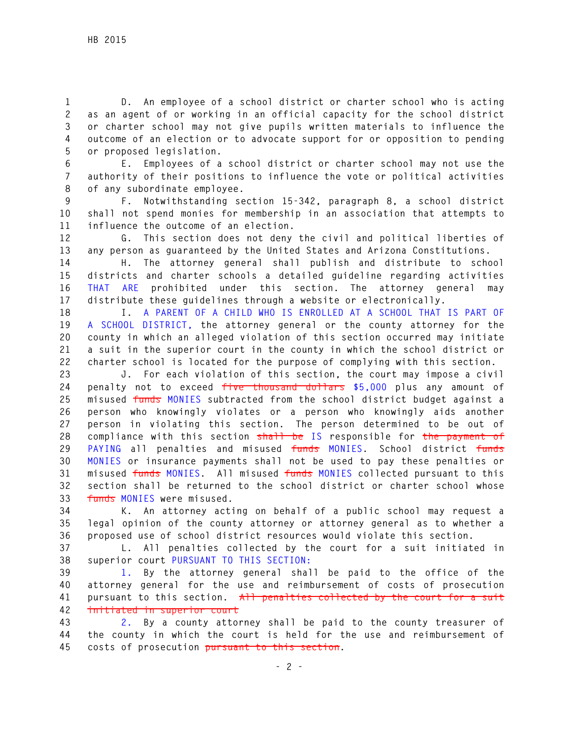D. An employee of a school district or charter school who is acting as an agent of or working in an official capacity for the school district or charter school may not give pupils written materials to influence the outcome of an election or to advocate support for or opposition to pending or proposed legislation.

E. Employees of a school district or charter school may not use the authority of their positions to influence the vote or political activities of any subordinate employee.

F. Notwithstanding section 15-342, paragraph 8, a school district shall not spend monies for membership in an association that attempts to influence the outcome of an election.

G. This section does not deny the civil and political liberties of any person as guaranteed by the United States and Arizona Constitutions.

H. The attorney general shall publish and distribute to school districts and charter schools a detailed guideline regarding activities THAT ARE prohibited under this section. The attorney general may distribute these guidelines through a website or electronically.

I. A PARENT OF A CHILD WHO IS ENROLLED AT A SCHOOL THAT IS PART OF A SCHOOL DISTRICT, the attorney general or the county attorney for the county in which an alleged violation of this section occurred may initiate a suit in the superior court in the county in which the school district or charter school is located for the purpose of complying with this section.

J. For each violation of this section, the court may impose a civil penalty not to exceed ~~five thousand dollars~~ $5,000 plus any amount of misused ~~funds~~ MONIES subtracted from the school district budget against a person who knowingly violates or a person who knowingly aids another person in violating this section. The person determined to be out of compliance with this section ~~shall be~~ IS responsible for ~~the payment of~~ PAYING all penalties and misused ~~funds~~ MONIES. School district ~~funds~~ MONIES or insurance payments shall not be used to pay these penalties or misused ~~funds~~ MONIES. All misused ~~funds~~ MONIES collected pursuant to this section shall be returned to the school district or charter school whose ~~funds~~ MONIES were misused.

K. An attorney acting on behalf of a public school may request a legal opinion of the county attorney or attorney general as to whether a proposed use of school district resources would violate this section.

L. All penalties collected by the court for a suit initiated in superior court PURSUANT TO THIS SECTION:

1. By the attorney general shall be paid to the office of the attorney general for the use and reimbursement of costs of prosecution pursuant to this section. ~~All penalties collected by the court for a suit initiated in superior court~~

2. By a county attorney shall be paid to the county treasurer of the county in which the court is held for the use and reimbursement of costs of prosecution ~~pursuant to this section~~.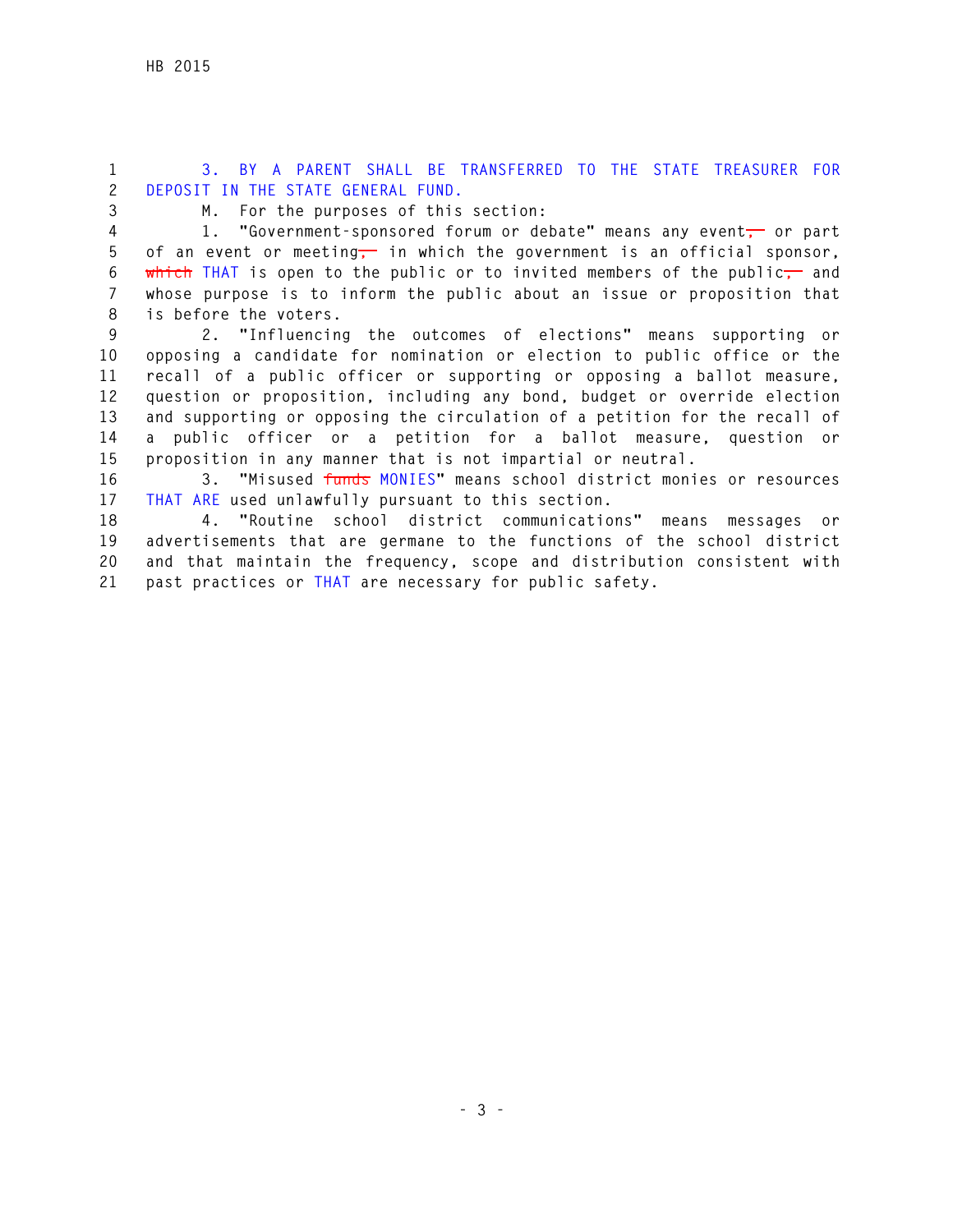3. BY A PARENT SHALL BE TRANSFERRED TO THE STATE TREASURER FOR DEPOSIT IN THE STATE GENERAL FUND.

M. For the purposes of this section:

1. "Government-sponsored forum or debate" means any event~~,~~ or part of an event or meeting~~,~~ in which the government is an official sponsor, ~~which~~ THAT is open to the public or to invited members of the public~~,~~ and whose purpose is to inform the public about an issue or proposition that is before the voters.

2. "Influencing the outcomes of elections" means supporting or opposing a candidate for nomination or election to public office or the recall of a public officer or supporting or opposing a ballot measure, question or proposition, including any bond, budget or override election and supporting or opposing the circulation of a petition for the recall of a public officer or a petition for a ballot measure, question or proposition in any manner that is not impartial or neutral.

3. "Misused ~~funds~~ MONIES" means school district monies or resources THAT ARE used unlawfully pursuant to this section.

4. "Routine school district communications" means messages or advertisements that are germane to the functions of the school district and that maintain the frequency, scope and distribution consistent with past practices or THAT are necessary for public safety.